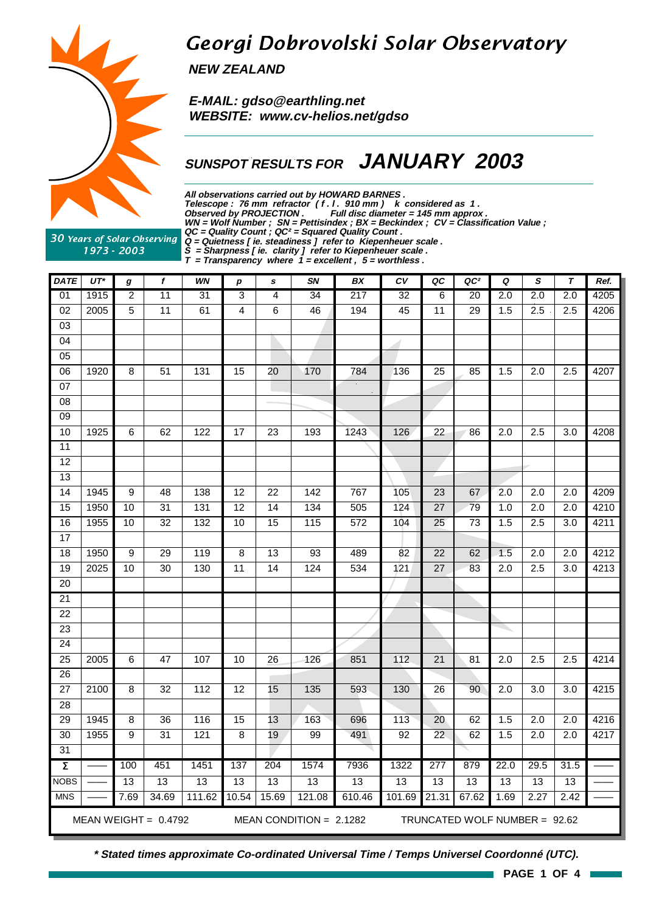# Georgi Dobrovolski Solar Observatory

**NEW ZEALAND**

**E-MAIL: gdso@earthling.net**
**WEBSITE: www.cv-helios.net/gdso**

30 Years of Solar Observing 1973 - 2003

## SUNSPOT RESULTS FOR JANUARY 2003

*All observations carried out by HOWARD BARNES .*
*Telescope : 76 mm refractor ( f . l . 910 mm ) k considered as 1 .*
*Observed by PROJECTION . Full disc diameter = 145 mm approx .*
*WN = Wolf Number ; SN = Pettisindex ; BX = Beckindex ; CV = Classification Value ;*
*QC = Quality Count ; QC² = Squared Quality Count .*
*Q = Quietness [ ie. steadiness ] refer to Kiepenheuer scale .*
*S = Sharpness [ ie. clarity ] refer to Kiepenheuer scale .*
*T = Transparency where 1 = excellent , 5 = worthless .*

| DATE | UT* | g | f | WN | p | s | SN | BX | CV | QC | QC² | Q | S | T | Ref. |
|---|---|---|---|---|---|---|---|---|---|---|---|---|---|---|---|
| 01 | 1915 | 2 | 11 | 31 | 3 | 4 | 34 | 217 | 32 | 6 | 20 | 2.0 | 2.0 | 2.0 | 4205 |
| 02 | 2005 | 5 | 11 | 61 | 4 | 6 | 46 | 194 | 45 | 11 | 29 | 1.5 | 2.5 | 2.5 | 4206 |
| 03 | | | | | | | | | | | | | | | |
| 04 | | | | | | | | | | | | | | | |
| 05 | | | | | | | | | | | | | | | |
| 06 | 1920 | 8 | 51 | 131 | 15 | 20 | 170 | 784 | 136 | 25 | 85 | 1.5 | 2.0 | 2.5 | 4207 |
| 07 | | | | | | | | | | | | | | | |
| 08 | | | | | | | | | | | | | | | |
| 09 | | | | | | | | | | | | | | | |
| 10 | 1925 | 6 | 62 | 122 | 17 | 23 | 193 | 1243 | 126 | 22 | 86 | 2.0 | 2.5 | 3.0 | 4208 |
| 11 | | | | | | | | | | | | | | | |
| 12 | | | | | | | | | | | | | | | |
| 13 | | | | | | | | | | | | | | | |
| 14 | 1945 | 9 | 48 | 138 | 12 | 22 | 142 | 767 | 105 | 23 | 67 | 2.0 | 2.0 | 2.0 | 4209 |
| 15 | 1950 | 10 | 31 | 131 | 12 | 14 | 134 | 505 | 124 | 27 | 79 | 1.0 | 2.0 | 2.0 | 4210 |
| 16 | 1955 | 10 | 32 | 132 | 10 | 15 | 115 | 572 | 104 | 25 | 73 | 1.5 | 2.5 | 3.0 | 4211 |
| 17 | | | | | | | | | | | | | | | |
| 18 | 1950 | 9 | 29 | 119 | 8 | 13 | 93 | 489 | 82 | 22 | 62 | 1.5 | 2.0 | 2.0 | 4212 |
| 19 | 2025 | 10 | 30 | 130 | 11 | 14 | 124 | 534 | 121 | 27 | 83 | 2.0 | 2.5 | 3.0 | 4213 |
| 20 | | | | | | | | | | | | | | | |
| 21 | | | | | | | | | | | | | | | |
| 22 | | | | | | | | | | | | | | | |
| 23 | | | | | | | | | | | | | | | |
| 24 | | | | | | | | | | | | | | | |
| 25 | 2005 | 6 | 47 | 107 | 10 | 26 | 126 | 851 | 112 | 21 | 81 | 2.0 | 2.5 | 2.5 | 4214 |
| 26 | | | | | | | | | | | | | | | |
| 27 | 2100 | 8 | 32 | 112 | 12 | 15 | 135 | 593 | 130 | 26 | 90 | 2.0 | 3.0 | 3.0 | 4215 |
| 28 | | | | | | | | | | | | | | | |
| 29 | 1945 | 8 | 36 | 116 | 15 | 13 | 163 | 696 | 113 | 20 | 62 | 1.5 | 2.0 | 2.0 | 4216 |
| 30 | 1955 | 9 | 31 | 121 | 8 | 19 | 99 | 491 | 92 | 22 | 62 | 1.5 | 2.0 | 2.0 | 4217 |
| 31 | | | | | | | | | | | | | | | |
| Σ | —— | 100 | 451 | 1451 | 137 | 204 | 1574 | 7936 | 1322 | 277 | 879 | 22.0 | 29.5 | 31.5 | —— |
| NOBS | —— | 13 | 13 | 13 | 13 | 13 | 13 | 13 | 13 | 13 | 13 | 13 | 13 | 13 | —— |
| MNS | —— | 7.69 | 34.69 | 111.62 | 10.54 | 15.69 | 121.08 | 610.46 | 101.69 | 21.31 | 67.62 | 1.69 | 2.27 | 2.42 | —— |

MEAN WEIGHT = 0.4792 MEAN CONDITION = 2.1282 TRUNCATED WOLF NUMBER = 92.62

***\* Stated times approximate Co-ordinated Universal Time / Temps Universel Coordonné (UTC).***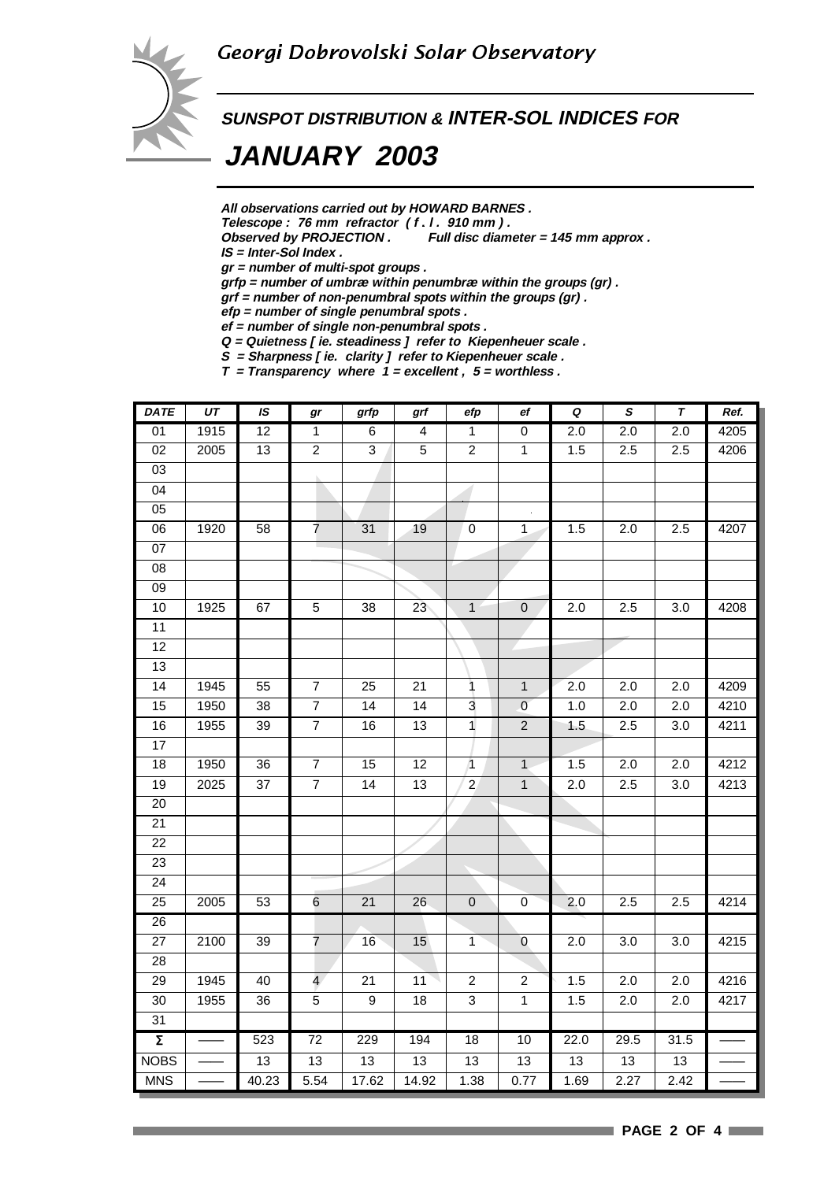# Georgi Dobrovolski Solar Observatory

## SUNSPOT DISTRIBUTION & INTER-SOL INDICES FOR

# JANUARY 2003

*All observations carried out by HOWARD BARNES .*
*Telescope : 76 mm refractor ( f . l . 910 mm ) .*
*Observed by PROJECTION . Full disc diameter = 145 mm approx .*
*IS = Inter-Sol Index .*
*gr = number of multi-spot groups .*
*grfp = number of umbræ within penumbræ within the groups (gr) .*
*grf = number of non-penumbral spots within the groups (gr) .*
*efp = number of single penumbral spots .*
*ef = number of single non-penumbral spots .*
*Q = Quietness [ ie. steadiness ] refer to Kiepenheuer scale .*
*S = Sharpness [ ie. clarity ] refer to Kiepenheuer scale .*
*T = Transparency where 1 = excellent , 5 = worthless .*

| DATE | UT | IS | gr | grfp | grf | efp | ef | Q | S | T | Ref. |
|---|---|---|---|---|---|---|---|---|---|---|---|
| 01 | 1915 | 12 | 1 | 6 | 4 | 1 | 0 | 2.0 | 2.0 | 2.0 | 4205 |
| 02 | 2005 | 13 | 2 | 3 | 5 | 2 | 1 | 1.5 | 2.5 | 2.5 | 4206 |
| 03 | | | | | | | | | | | |
| 04 | | | | | | | | | | | |
| 05 | | | | | | | | | | | |
| 06 | 1920 | 58 | 7 | 31 | 19 | 0 | 1 | 1.5 | 2.0 | 2.5 | 4207 |
| 07 | | | | | | | | | | | |
| 08 | | | | | | | | | | | |
| 09 | | | | | | | | | | | |
| 10 | 1925 | 67 | 5 | 38 | 23 | 1 | 0 | 2.0 | 2.5 | 3.0 | 4208 |
| 11 | | | | | | | | | | | |
| 12 | | | | | | | | | | | |
| 13 | | | | | | | | | | | |
| 14 | 1945 | 55 | 7 | 25 | 21 | 1 | 1 | 2.0 | 2.0 | 2.0 | 4209 |
| 15 | 1950 | 38 | 7 | 14 | 14 | 3 | 0 | 1.0 | 2.0 | 2.0 | 4210 |
| 16 | 1955 | 39 | 7 | 16 | 13 | 1 | 2 | 1.5 | 2.5 | 3.0 | 4211 |
| 17 | | | | | | | | | | | |
| 18 | 1950 | 36 | 7 | 15 | 12 | 1 | 1 | 1.5 | 2.0 | 2.0 | 4212 |
| 19 | 2025 | 37 | 7 | 14 | 13 | 2 | 1 | 2.0 | 2.5 | 3.0 | 4213 |
| 20 | | | | | | | | | | | |
| 21 | | | | | | | | | | | |
| 22 | | | | | | | | | | | |
| 23 | | | | | | | | | | | |
| 24 | | | | | | | | | | | |
| 25 | 2005 | 53 | 6 | 21 | 26 | 0 | 0 | 2.0 | 2.5 | 2.5 | 4214 |
| 26 | | | | | | | | | | | |
| 27 | 2100 | 39 | 7 | 16 | 15 | 1 | 0 | 2.0 | 3.0 | 3.0 | 4215 |
| 28 | | | | | | | | | | | |
| 29 | 1945 | 40 | 4 | 21 | 11 | 2 | 2 | 1.5 | 2.0 | 2.0 | 4216 |
| 30 | 1955 | 36 | 5 | 9 | 18 | 3 | 1 | 1.5 | 2.0 | 2.0 | 4217 |
| 31 | | | | | | | | | | | |
| Σ | —— | 523 | 72 | 229 | 194 | 18 | 10 | 22.0 | 29.5 | 31.5 | —— |
| NOBS | —— | 13 | 13 | 13 | 13 | 13 | 13 | 13 | 13 | 13 | —— |
| MNS | —— | 40.23 | 5.54 | 17.62 | 14.92 | 1.38 | 0.77 | 1.69 | 2.27 | 2.42 | —— |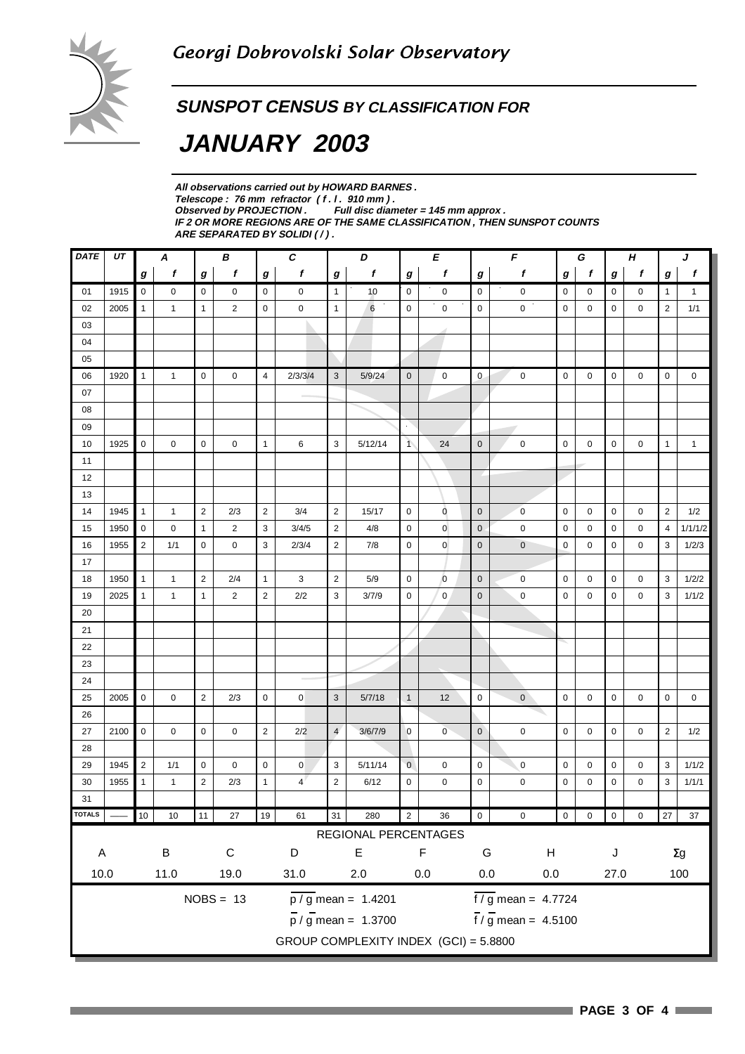# Georgi Dobrovolski Solar Observatory

## SUNSPOT CENSUS BY CLASSIFICATION FOR

# JANUARY 2003

***All observations carried out by HOWARD BARNES .***
***Telescope : 76 mm refractor ( f . l . 910 mm ) .***
***Observed by PROJECTION . Full disc diameter = 145 mm approx .***
***IF 2 OR MORE REGIONS ARE OF THE SAME CLASSIFICATION , THEN SUNSPOT COUNTS ARE SEPARATED BY SOLIDI ( / ) .***

| DATE | UT | A | | B | | C | | D | | E | | F | | G | | H | | J | |
|---|---|---|---|---|---|---|---|---|---|---|---|---|---|---|---|---|---|---|---|
| | | g | f | g | f | g | f | g | f | g | f | g | f | g | f | g | f | g | f |
| 01 | 1915 | 0 | 0 | 0 | 0 | 0 | 0 | 1 | 10 | 0 | 0 | 0 | 0 | 0 | 0 | 0 | 0 | 1 | 1 |
| 02 | 2005 | 1 | 1 | 1 | 2 | 0 | 0 | 1 | 6 | 0 | 0 | 0 | 0 | 0 | 0 | 0 | 0 | 2 | 1/1 |
| 03 | | | | | | | | | | | | | | | | | | | |
| 04 | | | | | | | | | | | | | | | | | | | |
| 05 | | | | | | | | | | | | | | | | | | | |
| 06 | 1920 | 1 | 1 | 0 | 0 | 4 | 2/3/3/4 | 3 | 5/9/24 | 0 | 0 | 0 | 0 | 0 | 0 | 0 | 0 | 0 | 0 |
| 07 | | | | | | | | | | | | | | | | | | | |
| 08 | | | | | | | | | | | | | | | | | | | |
| 09 | | | | | | | | | | | | | | | | | | | |
| 10 | 1925 | 0 | 0 | 0 | 0 | 1 | 6 | 3 | 5/12/14 | 1 | 24 | 0 | 0 | 0 | 0 | 0 | 0 | 1 | 1 |
| 11 | | | | | | | | | | | | | | | | | | | |
| 12 | | | | | | | | | | | | | | | | | | | |
| 13 | | | | | | | | | | | | | | | | | | | |
| 14 | 1945 | 1 | 1 | 2 | 2/3 | 2 | 3/4 | 2 | 15/17 | 0 | 0 | 0 | 0 | 0 | 0 | 0 | 0 | 2 | 1/2 |
| 15 | 1950 | 0 | 0 | 1 | 2 | 3 | 3/4/5 | 2 | 4/8 | 0 | 0 | 0 | 0 | 0 | 0 | 0 | 0 | 4 | 1/1/1/2 |
| 16 | 1955 | 2 | 1/1 | 0 | 0 | 3 | 2/3/4 | 2 | 7/8 | 0 | 0 | 0 | 0 | 0 | 0 | 0 | 0 | 3 | 1/2/3 |
| 17 | | | | | | | | | | | | | | | | | | | |
| 18 | 1950 | 1 | 1 | 2 | 2/4 | 1 | 3 | 2 | 5/9 | 0 | 0 | 0 | 0 | 0 | 0 | 0 | 0 | 3 | 1/2/2 |
| 19 | 2025 | 1 | 1 | 1 | 2 | 2 | 2/2 | 3 | 3/7/9 | 0 | 0 | 0 | 0 | 0 | 0 | 0 | 0 | 3 | 1/1/2 |
| 20 | | | | | | | | | | | | | | | | | | | |
| 21 | | | | | | | | | | | | | | | | | | | |
| 22 | | | | | | | | | | | | | | | | | | | |
| 23 | | | | | | | | | | | | | | | | | | | |
| 24 | | | | | | | | | | | | | | | | | | | |
| 25 | 2005 | 0 | 0 | 2 | 2/3 | 0 | 0 | 3 | 5/7/18 | 1 | 12 | 0 | 0 | 0 | 0 | 0 | 0 | 0 | 0 |
| 26 | | | | | | | | | | | | | | | | | | | |
| 27 | 2100 | 0 | 0 | 0 | 0 | 2 | 2/2 | 4 | 3/6/7/9 | 0 | 0 | 0 | 0 | 0 | 0 | 0 | 0 | 2 | 1/2 |
| 28 | | | | | | | | | | | | | | | | | | | |
| 29 | 1945 | 2 | 1/1 | 0 | 0 | 0 | 0 | 3 | 5/11/14 | 0 | 0 | 0 | 0 | 0 | 0 | 0 | 0 | 3 | 1/1/2 |
| 30 | 1955 | 1 | 1 | 2 | 2/3 | 1 | 4 | 2 | 6/12 | 0 | 0 | 0 | 0 | 0 | 0 | 0 | 0 | 3 | 1/1/1 |
| 31 | | | | | | | | | | | | | | | | | | | |
| TOTALS | —— | 10 | 10 | 11 | 27 | 19 | 61 | 31 | 280 | 2 | 36 | 0 | 0 | 0 | 0 | 0 | 0 | 27 | 37 |

**REGIONAL PERCENTAGES**

| A | B | C | D | E | F | G | H | J | Σg |
|---|---|---|---|---|---|---|---|---|---|
| 10.0 | 11.0 | 19.0 | 31.0 | 2.0 | 0.0 | 0.0 | 0.0 | 27.0 | 100 |

NOBS = 13

$\overline{p} / \overline{g}$ mean = 1.4201 $\overline{f} / \overline{g}$ mean = 4.7724

$\overline{p} / \overline{g}$ mean = 1.3700 $\overline{f} / \overline{g}$ mean = 4.5100

GROUP COMPLEXITY INDEX (GCI) = 5.8800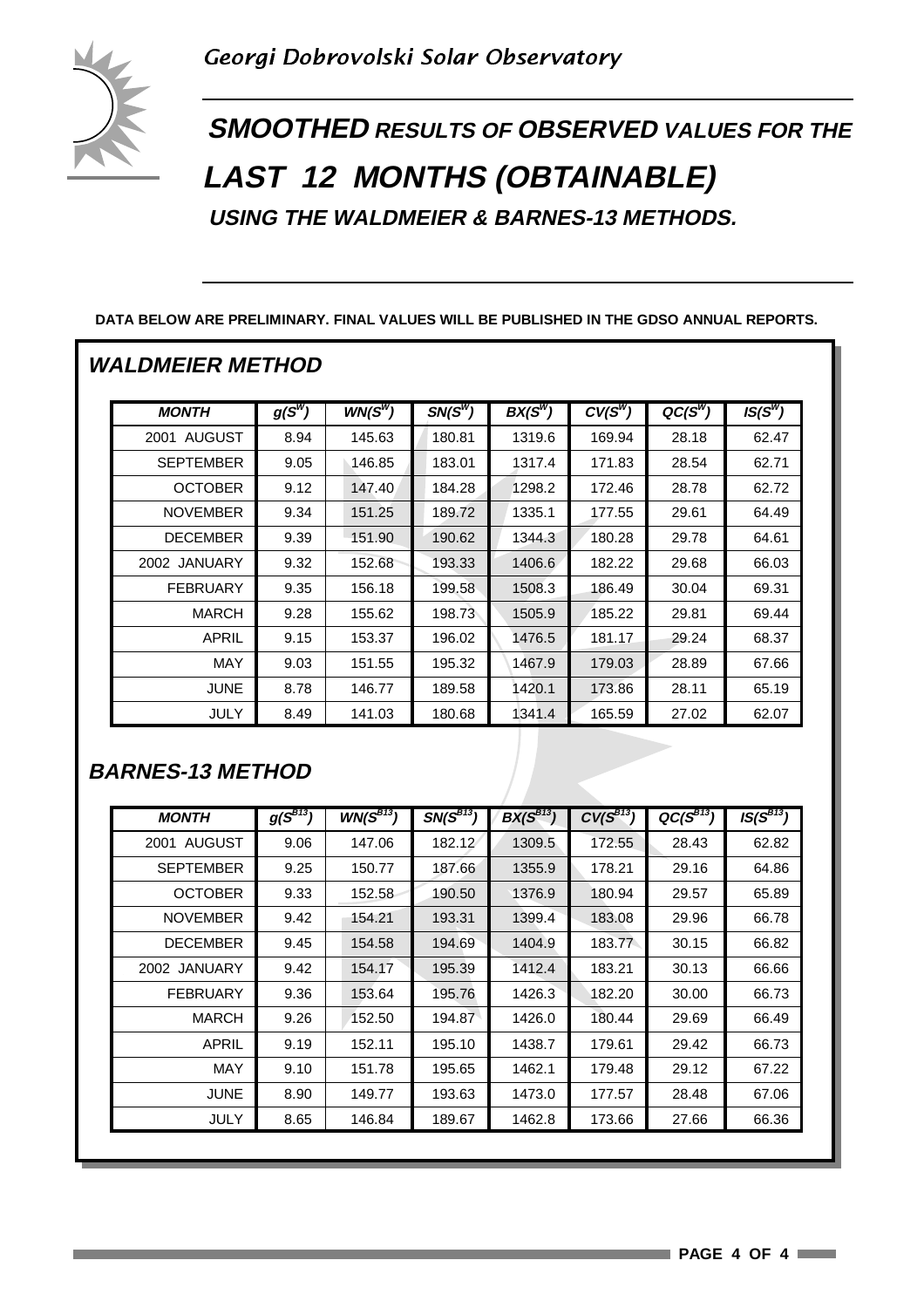Georgi Dobrovolski Solar Observatory

# SMOOTHED RESULTS OF OBSERVED VALUES FOR THE LAST 12 MONTHS (OBTAINABLE)

## USING THE WALDMEIER & BARNES-13 METHODS.

**DATA BELOW ARE PRELIMINARY. FINAL VALUES WILL BE PUBLISHED IN THE GDSO ANNUAL REPORTS.**

## WALDMEIER METHOD

| MONTH | $g(S^W)$ | $WN(S^W)$ | $SN(S^W)$ | $BX(S^W)$ | $CV(S^W)$ | $QC(S^W)$ | $IS(S^W)$ |
|---|---|---|---|---|---|---|---|
| 2001 AUGUST | 8.94 | 145.63 | 180.81 | 1319.6 | 169.94 | 28.18 | 62.47 |
| SEPTEMBER | 9.05 | 146.85 | 183.01 | 1317.4 | 171.83 | 28.54 | 62.71 |
| OCTOBER | 9.12 | 147.40 | 184.28 | 1298.2 | 172.46 | 28.78 | 62.72 |
| NOVEMBER | 9.34 | 151.25 | 189.72 | 1335.1 | 177.55 | 29.61 | 64.49 |
| DECEMBER | 9.39 | 151.90 | 190.62 | 1344.3 | 180.28 | 29.78 | 64.61 |
| 2002 JANUARY | 9.32 | 152.68 | 193.33 | 1406.6 | 182.22 | 29.68 | 66.03 |
| FEBRUARY | 9.35 | 156.18 | 199.58 | 1508.3 | 186.49 | 30.04 | 69.31 |
| MARCH | 9.28 | 155.62 | 198.73 | 1505.9 | 185.22 | 29.81 | 69.44 |
| APRIL | 9.15 | 153.37 | 196.02 | 1476.5 | 181.17 | 29.24 | 68.37 |
| MAY | 9.03 | 151.55 | 195.32 | 1467.9 | 179.03 | 28.89 | 67.66 |
| JUNE | 8.78 | 146.77 | 189.58 | 1420.1 | 173.86 | 28.11 | 65.19 |
| JULY | 8.49 | 141.03 | 180.68 | 1341.4 | 165.59 | 27.02 | 62.07 |

## BARNES-13 METHOD

| MONTH | $g(S^{B13})$ | $WN(S^{B13})$ | $SN(S^{B13})$ | $BX(S^{B13})$ | $CV(S^{B13})$ | $QC(S^{B13})$ | $IS(S^{B13})$ |
|---|---|---|---|---|---|---|---|
| 2001 AUGUST | 9.06 | 147.06 | 182.12 | 1309.5 | 172.55 | 28.43 | 62.82 |
| SEPTEMBER | 9.25 | 150.77 | 187.66 | 1355.9 | 178.21 | 29.16 | 64.86 |
| OCTOBER | 9.33 | 152.58 | 190.50 | 1376.9 | 180.94 | 29.57 | 65.89 |
| NOVEMBER | 9.42 | 154.21 | 193.31 | 1399.4 | 183.08 | 29.96 | 66.78 |
| DECEMBER | 9.45 | 154.58 | 194.69 | 1404.9 | 183.77 | 30.15 | 66.82 |
| 2002 JANUARY | 9.42 | 154.17 | 195.39 | 1412.4 | 183.21 | 30.13 | 66.66 |
| FEBRUARY | 9.36 | 153.64 | 195.76 | 1426.3 | 182.20 | 30.00 | 66.73 |
| MARCH | 9.26 | 152.50 | 194.87 | 1426.0 | 180.44 | 29.69 | 66.49 |
| APRIL | 9.19 | 152.11 | 195.10 | 1438.7 | 179.61 | 29.42 | 66.73 |
| MAY | 9.10 | 151.78 | 195.65 | 1462.1 | 179.48 | 29.12 | 67.22 |
| JUNE | 8.90 | 149.77 | 193.63 | 1473.0 | 177.57 | 28.48 | 67.06 |
| JULY | 8.65 | 146.84 | 189.67 | 1462.8 | 173.66 | 27.66 | 66.36 |